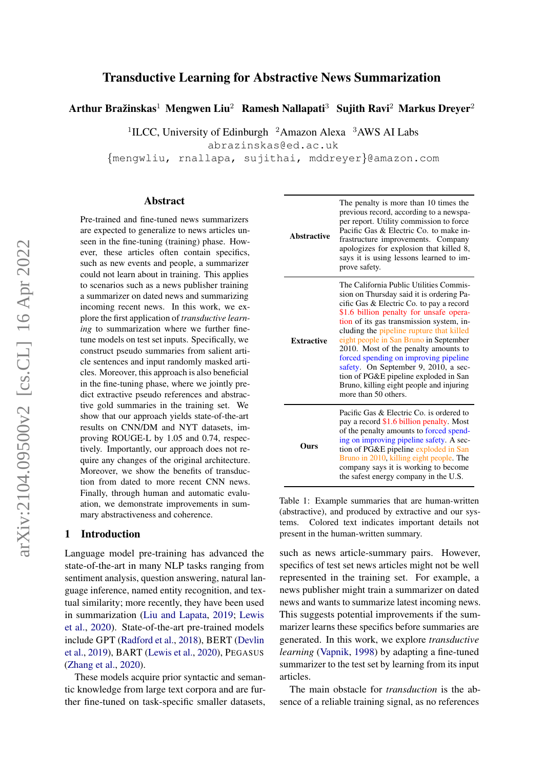# Transductive Learning for Abstractive News Summarization

**Arthur Bražinskas**[1] **Mengwen Liu**[2] **Ramesh Nallapati**[3] **Sujith Ravi**[2] **Markus Dreyer**[2]

[1]ILCC, University of Edinburgh [2]Amazon Alexa [3]AWS AI Labs

abrazinskas@ed.ac.uk

{mengwliu, rnallapa, sujithai, mddreyer}@amazon.com

## Abstract

Pre-trained and fine-tuned news summarizers are expected to generalize to news articles unseen in the fine-tuning (training) phase. However, these articles often contain specifics, such as new events and people, a summarizer could not learn about in training. This applies to scenarios such as a news publisher training a summarizer on dated news and summarizing incoming recent news. In this work, we explore the first application of *transductive learning* to summarization where we further fine-tune models on test set inputs. Specifically, we construct pseudo summaries from salient article sentences and input randomly masked articles. Moreover, this approach is also beneficial in the fine-tuning phase, where we jointly predict extractive pseudo references and abstractive gold summaries in the training set. We show that our approach yields state-of-the-art results on CNN/DM and NYT datasets, improving ROUGE-L by 1.05 and 0.74, respectively. Importantly, our approach does not require any changes of the original architecture. Moreover, we show the benefits of transduction from dated to more recent CNN news. Finally, through human and automatic evaluation, we demonstrate improvements in summary abstractiveness and coherence.

| | |
|---|---|
| **Abstractive** | The penalty is more than 10 times the previous record, according to a newspaper report. Utility commission to force Pacific Gas & Electric Co. to make infrastructure improvements. Company apologizes for explosion that killed 8, says it is using lessons learned to improve safety. |
| **Extractive** | The California Public Utilities Commission on Thursday said it is ordering Pacific Gas & Electric Co. to pay a record $1.6 billion penalty for unsafe operation of its gas transmission system, including the pipeline rupture that killed eight people in San Bruno in September 2010. Most of the penalty amounts to forced spending on improving pipeline safety. On September 9, 2010, a section of PG&E pipeline exploded in San Bruno, killing eight people and injuring more than 50 others. |
| **Ours** | Pacific Gas & Electric Co. is ordered to pay a record $1.6 billion penalty. Most of the penalty amounts to forced spending on improving pipeline safety. A section of PG&E pipeline exploded in San Bruno in 2010, killing eight people. The company says it is working to become the safest energy company in the U.S. |

Table 1: Example summaries that are human-written (abstractive), and produced by extractive and our systems. Colored text indicates important details not present in the human-written summary.

## 1 Introduction

Language model pre-training has advanced the state-of-the-art in many NLP tasks ranging from sentiment analysis, question answering, natural language inference, named entity recognition, and textual similarity; more recently, they have been used in summarization (Liu and Lapata, 2019; Lewis et al., 2020). State-of-the-art pre-trained models include GPT (Radford et al., 2018), BERT (Devlin et al., 2019), BART (Lewis et al., 2020), PEGASUS (Zhang et al., 2020).

These models acquire prior syntactic and semantic knowledge from large text corpora and are further fine-tuned on task-specific smaller datasets, such as news article-summary pairs. However, specifics of test set news articles might not be well represented in the training set. For example, a news publisher might train a summarizer on dated news and wants to summarize latest incoming news. This suggests potential improvements if the summarizer learns these specifics before summaries are generated. In this work, we explore *transductive learning* (Vapnik, 1998) by adapting a fine-tuned summarizer to the test set by learning from its input articles.

The main obstacle for *transduction* is the absence of a reliable training signal, as no references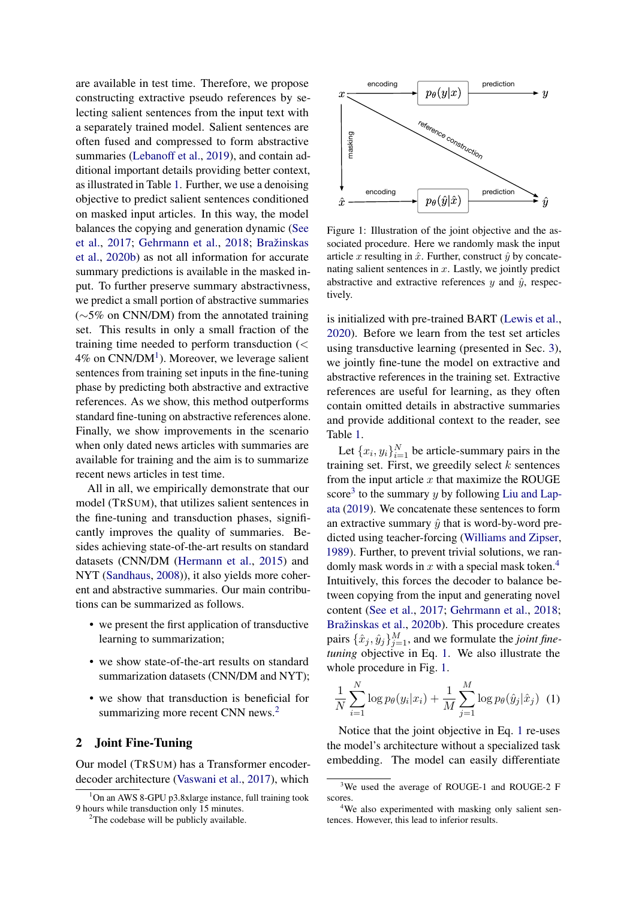are available in test time. Therefore, we propose constructing extractive pseudo references by selecting salient sentences from the input text with a separately trained model. Salient sentences are often fused and compressed to form abstractive summaries (Lebanoff et al., 2019), and contain additional important details providing better context, as illustrated in Table 1. Further, we use a denoising objective to predict salient sentences conditioned on masked input articles. In this way, the model balances the copying and generation dynamic (See et al., 2017; Gehrmann et al., 2018; Bražinskas et al., 2020b) as not all information for accurate summary predictions is available in the masked input. To further preserve summary abstractivness, we predict a small portion of abstractive summaries (∼5% on CNN/DM) from the annotated training set. This results in only a small fraction of the training time needed to perform transduction (< 4% on CNN/DM[1]). Moreover, we leverage salient sentences from training set inputs in the fine-tuning phase by predicting both abstractive and extractive references. As we show, this method outperforms standard fine-tuning on abstractive references alone. Finally, we show improvements in the scenario when only dated news articles with summaries are available for training and the aim is to summarize recent news articles in test time.

All in all, we empirically demonstrate that our model (TRSUM), that utilizes salient sentences in the fine-tuning and transduction phases, significantly improves the quality of summaries. Besides achieving state-of-the-art results on standard datasets (CNN/DM (Hermann et al., 2015) and NYT (Sandhaus, 2008)), it also yields more coherent and abstractive summaries. Our main contributions can be summarized as follows.

- we present the first application of transductive learning to summarization;
- we show state-of-the-art results on standard summarization datasets (CNN/DM and NYT);
- we show that transduction is beneficial for summarizing more recent CNN news.[2]

## 2 Joint Fine-Tuning

Our model (TRSUM) has a Transformer encoder-decoder architecture (Vaswani et al., 2017), which is initialized with pre-trained BART (Lewis et al., 2020). Before we learn from the test set articles using transductive learning (presented in Sec. 3), we jointly fine-tune the model on extractive and abstractive references in the training set. Extractive references are useful for learning, as they often contain omitted details in abstractive summaries and provide additional context to the reader, see Table 1.

Figure 1: Illustration of the joint objective and the associated procedure. Here we randomly mask the input article $x$ resulting in $\hat{x}$. Further, construct $\hat{y}$ by concatenating salient sentences in $x$. Lastly, we jointly predict abstractive and extractive references $y$ and $\hat{y}$, respectively.

Let $\{x_i, y_i\}_{i=1}^{N}$ be article-summary pairs in the training set. First, we greedily select $k$ sentences from the input article $x$ that maximize the ROUGE score[3] to the summary $y$ by following Liu and Lapata (2019). We concatenate these sentences to form an extractive summary $\hat{y}$ that is word-by-word predicted using teacher-forcing (Williams and Zipser, 1989). Further, to prevent trivial solutions, we randomly mask words in $x$ with a special mask token.[4] Intuitively, this forces the decoder to balance between copying from the input and generating novel content (See et al., 2017; Gehrmann et al., 2018; Bražinskas et al., 2020b). This procedure creates pairs $\{\hat{x}_j, \hat{y}_j\}_{j=1}^{M}$, and we formulate the *joint fine-tuning* objective in Eq. 1. We also illustrate the whole procedure in Fig. 1.

$$\frac{1}{N}\sum_{i=1}^{N}\log p_\theta(y_i|x_i) + \frac{1}{M}\sum_{j=1}^{M}\log p_\theta(\hat{y}_j|\hat{x}_j) \quad (1)$$

Notice that the joint objective in Eq. 1 re-uses the model's architecture without a specialized task embedding. The model can easily differentiate

[1] On an AWS 8-GPU p3.8xlarge instance, full training took 9 hours while transduction only 15 minutes.

[2] The codebase will be publicly available.

[3] We used the average of ROUGE-1 and ROUGE-2 F scores.

[4] We also experimented with masking only salient sentences. However, this lead to inferior results.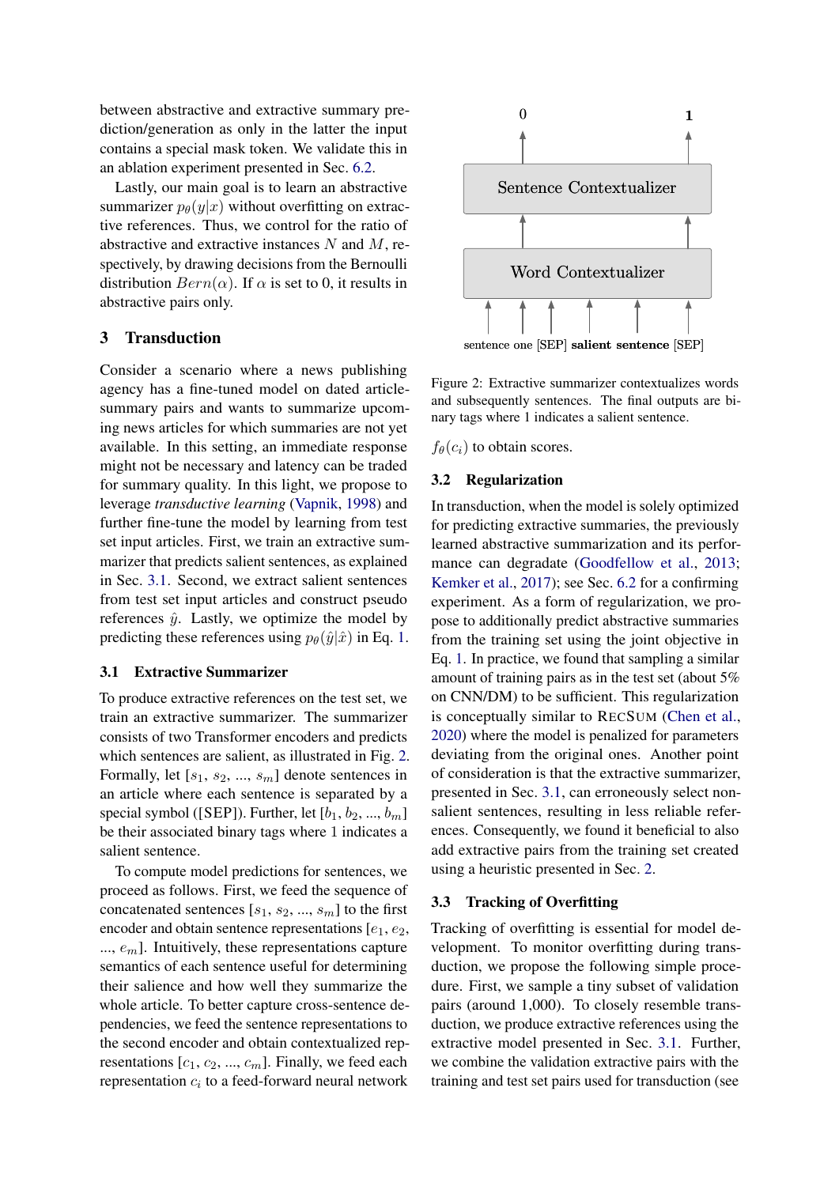between abstractive and extractive summary prediction/generation as only in the latter the input contains a special mask token. We validate this in an ablation experiment presented in Sec. 6.2.

Lastly, our main goal is to learn an abstractive summarizer $p_\theta(y|x)$ without overfitting on extractive references. Thus, we control for the ratio of abstractive and extractive instances $N$ and $M$, respectively, by drawing decisions from the Bernoulli distribution $Bern(\alpha)$. If $\alpha$ is set to 0, it results in abstractive pairs only.

## 3 Transduction

Consider a scenario where a news publishing agency has a fine-tuned model on dated article-summary pairs and wants to summarize upcoming news articles for which summaries are not yet available. In this setting, an immediate response might not be necessary and latency can be traded for summary quality. In this light, we propose to leverage *transductive learning* (Vapnik, 1998) and further fine-tune the model by learning from test set input articles. First, we train an extractive summarizer that predicts salient sentences, as explained in Sec. 3.1. Second, we extract salient sentences from test set input articles and construct pseudo references $\hat{y}$. Lastly, we optimize the model by predicting these references using $p_\theta(\hat{y}|\hat{x})$ in Eq. 1.

### 3.1 Extractive Summarizer

To produce extractive references on the test set, we train an extractive summarizer. The summarizer consists of two Transformer encoders and predicts which sentences are salient, as illustrated in Fig. 2. Formally, let $[s_1, s_2, ..., s_m]$ denote sentences in an article where each sentence is separated by a special symbol ([SEP]). Further, let $[b_1, b_2, ..., b_m]$ be their associated binary tags where 1 indicates a salient sentence.

To compute model predictions for sentences, we proceed as follows. First, we feed the sequence of concatenated sentences $[s_1, s_2, ..., s_m]$ to the first encoder and obtain sentence representations $[e_1, e_2, ..., e_m]$. Intuitively, these representations capture semantics of each sentence useful for determining their salience and how well they summarize the whole article. To better capture cross-sentence dependencies, we feed the sentence representations to the second encoder and obtain contextualized representations $[c_1, c_2, ..., c_m]$. Finally, we feed each representation $c_i$ to a feed-forward neural network $f_\theta(c_i)$ to obtain scores.

Figure 2: Extractive summarizer contextualizes words and subsequently sentences. The final outputs are binary tags where 1 indicates a salient sentence.

### 3.2 Regularization

In transduction, when the model is solely optimized for predicting extractive summaries, the previously learned abstractive summarization and its performance can degradate (Goodfellow et al., 2013; Kemker et al., 2017); see Sec. 6.2 for a confirming experiment. As a form of regularization, we propose to additionally predict abstractive summaries from the training set using the joint objective in Eq. 1. In practice, we found that sampling a similar amount of training pairs as in the test set (about 5% on CNN/DM) to be sufficient. This regularization is conceptually similar to RECSUM (Chen et al., 2020) where the model is penalized for parameters deviating from the original ones. Another point of consideration is that the extractive summarizer, presented in Sec. 3.1, can erroneously select non-salient sentences, resulting in less reliable references. Consequently, we found it beneficial to also add extractive pairs from the training set created using a heuristic presented in Sec. 2.

### 3.3 Tracking of Overfitting

Tracking of overfitting is essential for model development. To monitor overfitting during transduction, we propose the following simple procedure. First, we sample a tiny subset of validation pairs (around 1,000). To closely resemble transduction, we produce extractive references using the extractive model presented in Sec. 3.1. Further, we combine the validation extractive pairs with the training and test set pairs used for transduction (see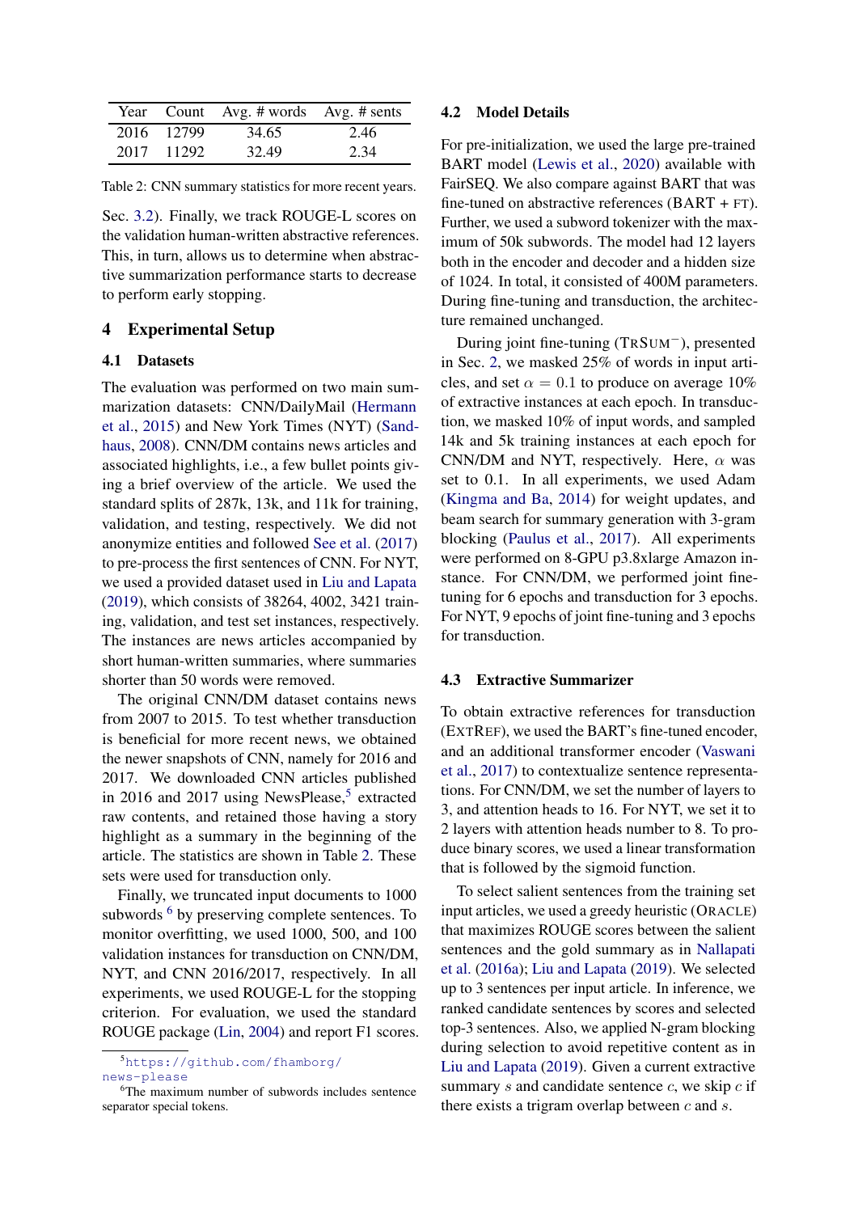| Year | Count | Avg. # words | Avg. # sents |
|---|---|---|---|
| 2016 | 12799 | 34.65 | 2.46 |
| 2017 | 11292 | 32.49 | 2.34 |

Table 2: CNN summary statistics for more recent years.

Sec. 3.2). Finally, we track ROUGE-L scores on the validation human-written abstractive references. This, in turn, allows us to determine when abstractive summarization performance starts to decrease to perform early stopping.

## 4 Experimental Setup

### 4.1 Datasets

The evaluation was performed on two main summarization datasets: CNN/DailyMail (Hermann et al., 2015) and New York Times (NYT) (Sandhaus, 2008). CNN/DM contains news articles and associated highlights, i.e., a few bullet points giving a brief overview of the article. We used the standard splits of 287k, 13k, and 11k for training, validation, and testing, respectively. We did not anonymize entities and followed See et al. (2017) to pre-process the first sentences of CNN. For NYT, we used a provided dataset used in Liu and Lapata (2019), which consists of 38264, 4002, 3421 training, validation, and test set instances, respectively. The instances are news articles accompanied by short human-written summaries, where summaries shorter than 50 words were removed.

The original CNN/DM dataset contains news from 2007 to 2015. To test whether transduction is beneficial for more recent news, we obtained the newer snapshots of CNN, namely for 2016 and 2017. We downloaded CNN articles published in 2016 and 2017 using NewsPlease,[5] extracted raw contents, and retained those having a story highlight as a summary in the beginning of the article. The statistics are shown in Table 2. These sets were used for transduction only.

Finally, we truncated input documents to 1000 subwords [6] by preserving complete sentences. To monitor overfitting, we used 1000, 500, and 100 validation instances for transduction on CNN/DM, NYT, and CNN 2016/2017, respectively. In all experiments, we used ROUGE-L for the stopping criterion. For evaluation, we used the standard ROUGE package (Lin, 2004) and report F1 scores.

[5] https://github.com/fhamborg/news-please

[6] The maximum number of subwords includes sentence separator special tokens.

### 4.2 Model Details

For pre-initialization, we used the large pre-trained BART model (Lewis et al., 2020) available with FairSEQ. We also compare against BART that was fine-tuned on abstractive references (BART + FT). Further, we used a subword tokenizer with the maximum of 50k subwords. The model had 12 layers both in the encoder and decoder and a hidden size of 1024. In total, it consisted of 400M parameters. During fine-tuning and transduction, the architecture remained unchanged.

During joint fine-tuning (TRSUM$^{-}$), presented in Sec. 2, we masked 25% of words in input articles, and set $\alpha = 0.1$ to produce on average 10% of extractive instances at each epoch. In transduction, we masked 10% of input words, and sampled 14k and 5k training instances at each epoch for CNN/DM and NYT, respectively. Here, $\alpha$ was set to 0.1. In all experiments, we used Adam (Kingma and Ba, 2014) for weight updates, and beam search for summary generation with 3-gram blocking (Paulus et al., 2017). All experiments were performed on 8-GPU p3.8xlarge Amazon instance. For CNN/DM, we performed joint fine-tuning for 6 epochs and transduction for 3 epochs. For NYT, 9 epochs of joint fine-tuning and 3 epochs for transduction.

### 4.3 Extractive Summarizer

To obtain extractive references for transduction (EXTREF), we used the BART's fine-tuned encoder, and an additional transformer encoder (Vaswani et al., 2017) to contextualize sentence representations. For CNN/DM, we set the number of layers to 3, and attention heads to 16. For NYT, we set it to 2 layers with attention heads number to 8. To produce binary scores, we used a linear transformation that is followed by the sigmoid function.

To select salient sentences from the training set input articles, we used a greedy heuristic (ORACLE) that maximizes ROUGE scores between the salient sentences and the gold summary as in Nallapati et al. (2016a); Liu and Lapata (2019). We selected up to 3 sentences per input article. In inference, we ranked candidate sentences by scores and selected top-3 sentences. Also, we applied N-gram blocking during selection to avoid repetitive content as in Liu and Lapata (2019). Given a current extractive summary $s$ and candidate sentence $c$, we skip $c$ if there exists a trigram overlap between $c$ and $s$.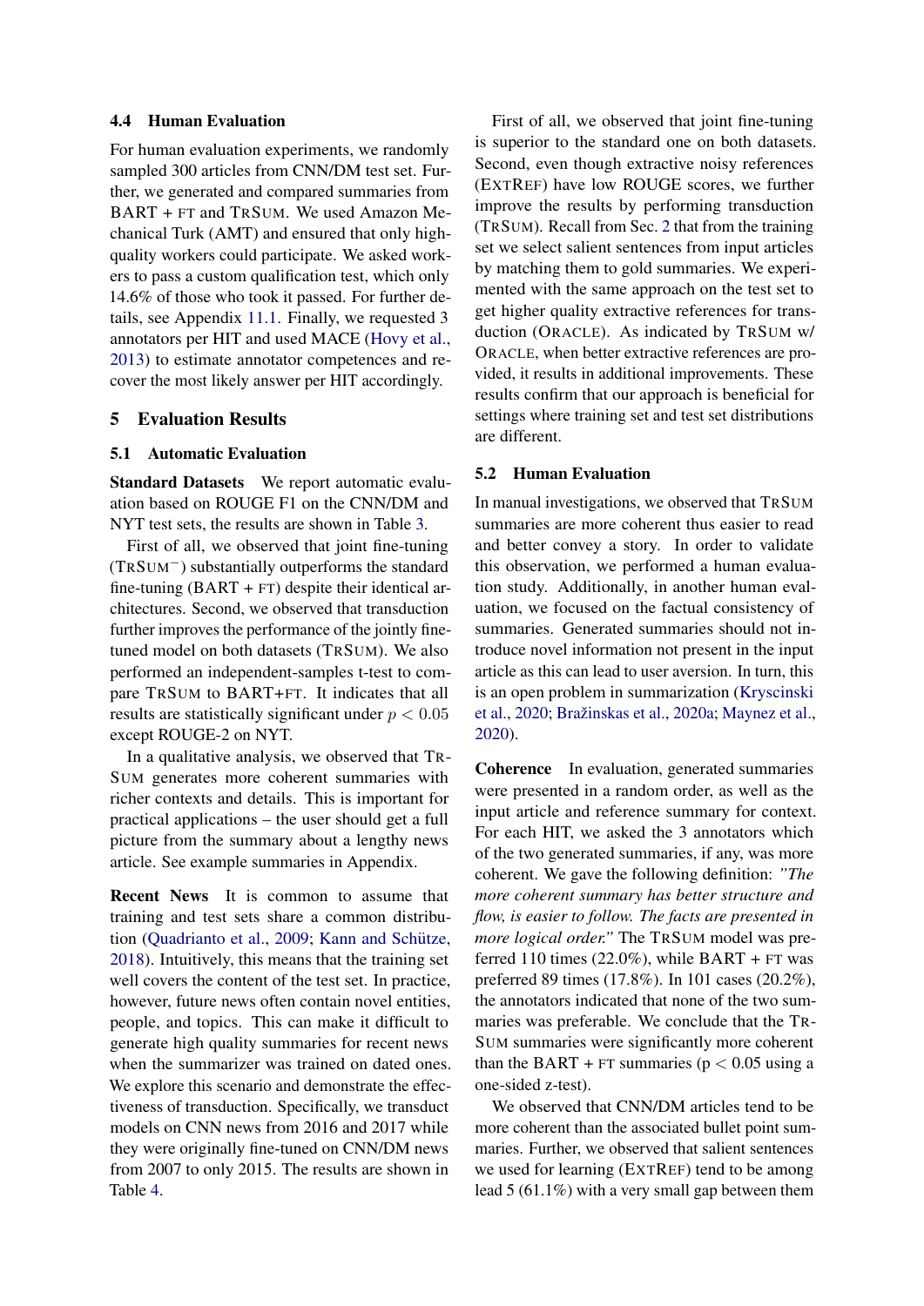### 4.4 Human Evaluation

For human evaluation experiments, we randomly sampled 300 articles from CNN/DM test set. Further, we generated and compared summaries from BART + FT and TRSUM. We used Amazon Mechanical Turk (AMT) and ensured that only high-quality workers could participate. We asked workers to pass a custom qualification test, which only 14.6% of those who took it passed. For further details, see Appendix 11.1. Finally, we requested 3 annotators per HIT and used MACE (Hovy et al., 2013) to estimate annotator competences and recover the most likely answer per HIT accordingly.

## 5 Evaluation Results

### 5.1 Automatic Evaluation

**Standard Datasets** We report automatic evaluation based on ROUGE F1 on the CNN/DM and NYT test sets, the results are shown in Table 3.

First of all, we observed that joint fine-tuning ($\text{TRSUM}^{-}$) substantially outperforms the standard fine-tuning (BART + FT) despite their identical architectures. Second, we observed that transduction further improves the performance of the jointly fine-tuned model on both datasets (TRSUM). We also performed an independent-samples t-test to compare TRSUM to BART+FT. It indicates that all results are statistically significant under $p < 0.05$ except ROUGE-2 on NYT.

In a qualitative analysis, we observed that TRSUM generates more coherent summaries with richer contexts and details. This is important for practical applications – the user should get a full picture from the summary about a lengthy news article. See example summaries in Appendix.

**Recent News** It is common to assume that training and test sets share a common distribution (Quadrianto et al., 2009; Kann and Schütze, 2018). Intuitively, this means that the training set well covers the content of the test set. In practice, however, future news often contain novel entities, people, and topics. This can make it difficult to generate high quality summaries for recent news when the summarizer was trained on dated ones. We explore this scenario and demonstrate the effectiveness of transduction. Specifically, we transduct models on CNN news from 2016 and 2017 while they were originally fine-tuned on CNN/DM news from 2007 to only 2015. The results are shown in Table 4.

First of all, we observed that joint fine-tuning is superior to the standard one on both datasets. Second, even though extractive noisy references (EXTREF) have low ROUGE scores, we further improve the results by performing transduction (TRSUM). Recall from Sec. 2 that from the training set we select salient sentences from input articles by matching them to gold summaries. We experimented with the same approach on the test set to get higher quality extractive references for transduction (ORACLE). As indicated by TRSUM w/ ORACLE, when better extractive references are provided, it results in additional improvements. These results confirm that our approach is beneficial for settings where training set and test set distributions are different.

### 5.2 Human Evaluation

In manual investigations, we observed that TRSUM summaries are more coherent thus easier to read and better convey a story. In order to validate this observation, we performed a human evaluation study. Additionally, in another human evaluation, we focused on the factual consistency of summaries. Generated summaries should not introduce novel information not present in the input article as this can lead to user aversion. In turn, this is an open problem in summarization (Kryscinski et al., 2020; Bražinskas et al., 2020a; Maynez et al., 2020).

**Coherence** In evaluation, generated summaries were presented in a random order, as well as the input article and reference summary for context. For each HIT, we asked the 3 annotators which of the two generated summaries, if any, was more coherent. We gave the following definition: *"The more coherent summary has better structure and flow, is easier to follow. The facts are presented in more logical order."* The TRSUM model was preferred 110 times (22.0%), while BART + FT was preferred 89 times (17.8%). In 101 cases (20.2%), the annotators indicated that none of the two summaries was preferable. We conclude that the TRSUM summaries were significantly more coherent than the BART + FT summaries ($p < 0.05$ using a one-sided z-test).

We observed that CNN/DM articles tend to be more coherent than the associated bullet point summaries. Further, we observed that salient sentences we used for learning (EXTREF) tend to be among lead 5 (61.1%) with a very small gap between them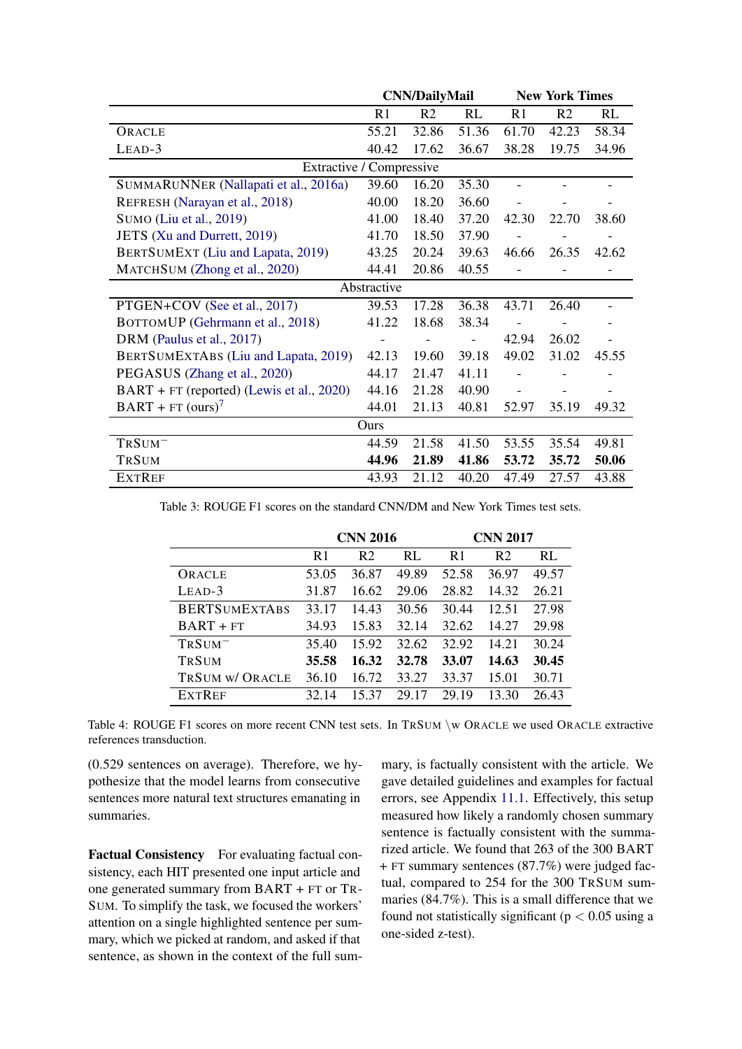| | CNN/DailyMail | | | New York Times | | |
|---|---|---|---|---|---|---|
| | R1 | R2 | RL | R1 | R2 | RL |
| ORACLE | 55.21 | 32.86 | 51.36 | 61.70 | 42.23 | 58.34 |
| LEAD-3 | 40.42 | 17.62 | 36.67 | 38.28 | 19.75 | 34.96 |
| *Extractive / Compressive* | | | | | | |
| SUMMARUNNER (Nallapati et al., 2016a) | 39.60 | 16.20 | 35.30 | - | - | - |
| REFRESH (Narayan et al., 2018) | 40.00 | 18.20 | 36.60 | - | - | - |
| SUMO (Liu et al., 2019) | 41.00 | 18.40 | 37.20 | 42.30 | 22.70 | 38.60 |
| JETS (Xu and Durrett, 2019) | 41.70 | 18.50 | 37.90 | - | - | - |
| BERTSUMEXT (Liu and Lapata, 2019) | 43.25 | 20.24 | 39.63 | 46.66 | 26.35 | 42.62 |
| MATCHSUM (Zhong et al., 2020) | 44.41 | 20.86 | 40.55 | - | - | - |
| *Abstractive* | | | | | | |
| PTGEN+COV (See et al., 2017) | 39.53 | 17.28 | 36.38 | 43.71 | 26.40 | - |
| BOTTOMUP (Gehrmann et al., 2018) | 41.22 | 18.68 | 38.34 | - | - | - |
| DRM (Paulus et al., 2017) | - | - | - | 42.94 | 26.02 | - |
| BERTSUMEXTABS (Liu and Lapata, 2019) | 42.13 | 19.60 | 39.18 | 49.02 | 31.02 | 45.55 |
| PEGASUS (Zhang et al., 2020) | 44.17 | 21.47 | 41.11 | - | - | - |
| BART + FT (reported) (Lewis et al., 2020) | 44.16 | 21.28 | 40.90 | - | - | - |
| BART + FT (ours)[7] | 44.01 | 21.13 | 40.81 | 52.97 | 35.19 | 49.32 |
| *Ours* | | | | | | |
| TRSUM$^{-}$ | 44.59 | 21.58 | 41.50 | 53.55 | 35.54 | 49.81 |
| TRSUM | **44.96** | **21.89** | **41.86** | **53.72** | **35.72** | **50.06** |
| EXTREF | 43.93 | 21.12 | 40.20 | 47.49 | 27.57 | 43.88 |

Table 3: ROUGE F1 scores on the standard CNN/DM and New York Times test sets.

| | CNN 2016 | | | CNN 2017 | | |
|---|---|---|---|---|---|---|
| | R1 | R2 | RL | R1 | R2 | RL |
| ORACLE | 53.05 | 36.87 | 49.89 | 52.58 | 36.97 | 49.57 |
| LEAD-3 | 31.87 | 16.62 | 29.06 | 28.82 | 14.32 | 26.21 |
| BERTSUMEXTABS | 33.17 | 14.43 | 30.56 | 30.44 | 12.51 | 27.98 |
| BART + FT | 34.93 | 15.83 | 32.14 | 32.62 | 14.27 | 29.98 |
| TRSUM$^{-}$ | 35.40 | 15.92 | 32.62 | 32.92 | 14.21 | 30.24 |
| TRSUM | **35.58** | **16.32** | **32.78** | **33.07** | **14.63** | **30.45** |
| TRSUM W/ ORACLE | 36.10 | 16.72 | 33.27 | 33.37 | 15.01 | 30.71 |
| EXTREF | 32.14 | 15.37 | 29.17 | 29.19 | 13.30 | 26.43 |

Table 4: ROUGE F1 scores on more recent CNN test sets. In TRSUM \w ORACLE we used ORACLE extractive references transduction.

(0.529 sentences on average). Therefore, we hypothesize that the model learns from consecutive sentences more natural text structures emanating in summaries.

**Factual Consistency** For evaluating factual consistency, each HIT presented one input article and one generated summary from BART + FT or TRSUM. To simplify the task, we focused the workers' attention on a single highlighted sentence per summary, which we picked at random, and asked if that sentence, as shown in the context of the full summary, is factually consistent with the article. We gave detailed guidelines and examples for factual errors, see Appendix 11.1. Effectively, this setup measured how likely a randomly chosen summary sentence is factually consistent with the summarized article. We found that 263 of the 300 BART + FT summary sentences (87.7%) were judged factual, compared to 254 for the 300 TRSUM summaries (84.7%). This is a small difference that we found not statistically significant ($p < 0.05$ using a one-sided z-test).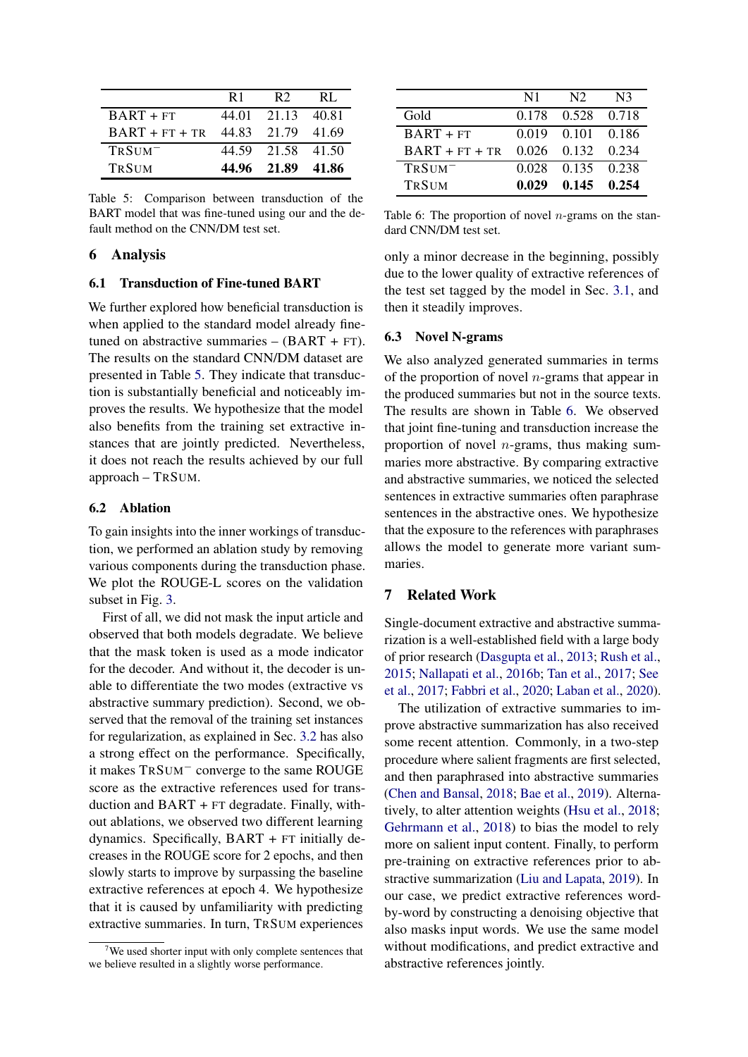|  | R1 | R2 | RL |
| --- | --- | --- | --- |
| BART + FT | 44.01 | 21.13 | 40.81 |
| BART + FT + TR | 44.83 | 21.79 | 41.69 |
| TRSUM$^{-}$ | 44.59 | 21.58 | 41.50 |
| TRSUM | **44.96** | **21.89** | **41.86** |

Table 5: Comparison between transduction of the BART model that was fine-tuned using our and the default method on the CNN/DM test set.

## 6 Analysis

### 6.1 Transduction of Fine-tuned BART

We further explored how beneficial transduction is when applied to the standard model already fine-tuned on abstractive summaries – (BART + FT). The results on the standard CNN/DM dataset are presented in Table 5. They indicate that transduction is substantially beneficial and noticeably improves the results. We hypothesize that the model also benefits from the training set extractive instances that are jointly predicted. Nevertheless, it does not reach the results achieved by our full approach – TRSUM.

### 6.2 Ablation

To gain insights into the inner workings of transduction, we performed an ablation study by removing various components during the transduction phase. We plot the ROUGE-L scores on the validation subset in Fig. 3.

First of all, we did not mask the input article and observed that both models degradate. We believe that the mask token is used as a mode indicator for the decoder. And without it, the decoder is unable to differentiate the two modes (extractive vs abstractive summary prediction). Second, we observed that the removal of the training set instances for regularization, as explained in Sec. 3.2 has also a strong effect on the performance. Specifically, it makes TRSUM$^{-}$ converge to the same ROUGE score as the extractive references used for transduction and BART + FT degradate. Finally, without ablations, we observed two different learning dynamics. Specifically, BART + FT initially decreases in the ROUGE score for 2 epochs, and then slowly starts to improve by surpassing the baseline extractive references at epoch 4. We hypothesize that it is caused by unfamiliarity with predicting extractive summaries. In turn, TRSUM experiences only a minor decrease in the beginning, possibly due to the lower quality of extractive references of the test set tagged by the model in Sec. 3.1, and then it steadily improves.

[7]We used shorter input with only complete sentences that we believe resulted in a slightly worse performance.

|  | N1 | N2 | N3 |
| --- | --- | --- | --- |
| Gold | 0.178 | 0.528 | 0.718 |
| BART + FT | 0.019 | 0.101 | 0.186 |
| BART + FT + TR | 0.026 | 0.132 | 0.234 |
| TRSUM$^{-}$ | 0.028 | 0.135 | 0.238 |
| TRSUM | **0.029** | **0.145** | **0.254** |

Table 6: The proportion of novel $n$-grams on the standard CNN/DM test set.

### 6.3 Novel N-grams

We also analyzed generated summaries in terms of the proportion of novel $n$-grams that appear in the produced summaries but not in the source texts. The results are shown in Table 6. We observed that joint fine-tuning and transduction increase the proportion of novel $n$-grams, thus making summaries more abstractive. By comparing extractive and abstractive summaries, we noticed the selected sentences in extractive summaries often paraphrase sentences in the abstractive ones. We hypothesize that the exposure to the references with paraphrases allows the model to generate more variant summaries.

## 7 Related Work

Single-document extractive and abstractive summarization is a well-established field with a large body of prior research (Dasgupta et al., 2013; Rush et al., 2015; Nallapati et al., 2016b; Tan et al., 2017; See et al., 2017; Fabbri et al., 2020; Laban et al., 2020).

The utilization of extractive summaries to improve abstractive summarization has also received some recent attention. Commonly, in a two-step procedure where salient fragments are first selected, and then paraphrased into abstractive summaries (Chen and Bansal, 2018; Bae et al., 2019). Alternatively, to alter attention weights (Hsu et al., 2018; Gehrmann et al., 2018) to bias the model to rely more on salient input content. Finally, to perform pre-training on extractive references prior to abstractive summarization (Liu and Lapata, 2019). In our case, we predict extractive references word-by-word by constructing a denoising objective that also masks input words. We use the same model without modifications, and predict extractive and abstractive references jointly.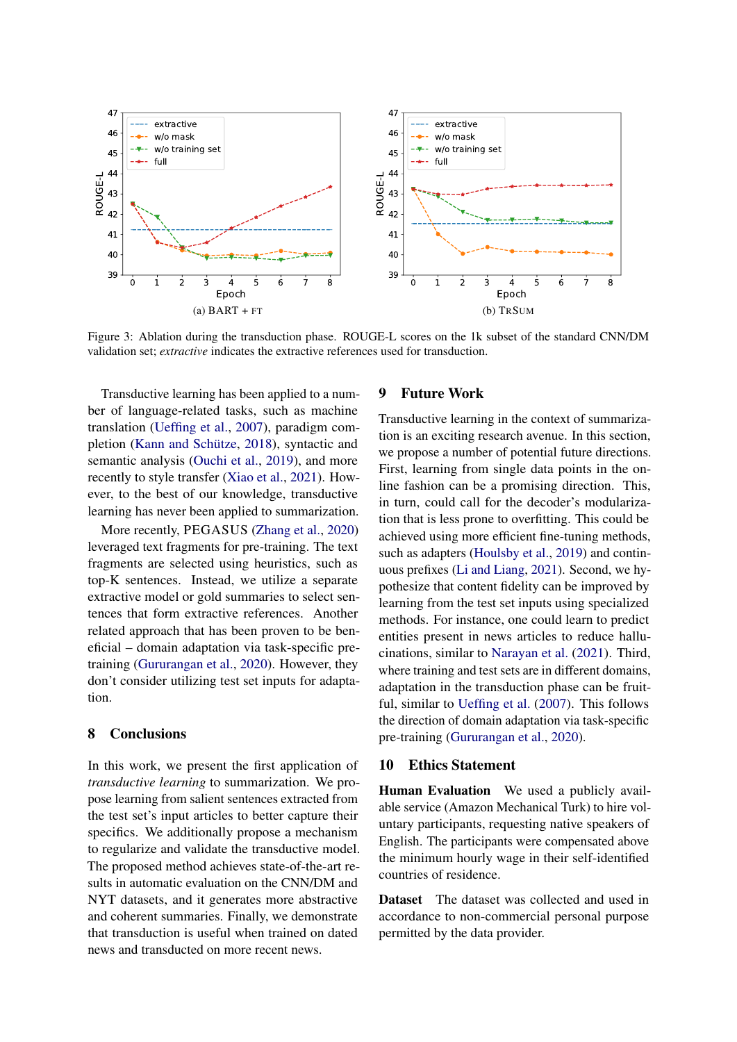(a) BART + FT

(b) TRSUM

Figure 3: Ablation during the transduction phase. ROUGE-L scores on the 1k subset of the standard CNN/DM validation set; *extractive* indicates the extractive references used for transduction.

Transductive learning has been applied to a number of language-related tasks, such as machine translation (Ueffing et al., 2007), paradigm completion (Kann and Schütze, 2018), syntactic and semantic analysis (Ouchi et al., 2019), and more recently to style transfer (Xiao et al., 2021). However, to the best of our knowledge, transductive learning has never been applied to summarization.

More recently, PEGASUS (Zhang et al., 2020) leveraged text fragments for pre-training. The text fragments are selected using heuristics, such as top-K sentences. Instead, we utilize a separate extractive model or gold summaries to select sentences that form extractive references. Another related approach that has been proven to be beneficial – domain adaptation via task-specific pre-training (Gururangan et al., 2020). However, they don't consider utilizing test set inputs for adaptation.

## 8 Conclusions

In this work, we present the first application of *transductive learning* to summarization. We propose learning from salient sentences extracted from the test set's input articles to better capture their specifics. We additionally propose a mechanism to regularize and validate the transductive model. The proposed method achieves state-of-the-art results in automatic evaluation on the CNN/DM and NYT datasets, and it generates more abstractive and coherent summaries. Finally, we demonstrate that transduction is useful when trained on dated news and transducted on more recent news.

## 9 Future Work

Transductive learning in the context of summarization is an exciting research avenue. In this section, we propose a number of potential future directions. First, learning from single data points in the online fashion can be a promising direction. This, in turn, could call for the decoder's modularization that is less prone to overfitting. This could be achieved using more efficient fine-tuning methods, such as adapters (Houlsby et al., 2019) and continuous prefixes (Li and Liang, 2021). Second, we hypothesize that content fidelity can be improved by learning from the test set inputs using specialized methods. For instance, one could learn to predict entities present in news articles to reduce hallucinations, similar to Narayan et al. (2021). Third, where training and test sets are in different domains, adaptation in the transduction phase can be fruitful, similar to Ueffing et al. (2007). This follows the direction of domain adaptation via task-specific pre-training (Gururangan et al., 2020).

## 10 Ethics Statement

**Human Evaluation** We used a publicly available service (Amazon Mechanical Turk) to hire voluntary participants, requesting native speakers of English. The participants were compensated above the minimum hourly wage in their self-identified countries of residence.

**Dataset** The dataset was collected and used in accordance to non-commercial personal purpose permitted by the data provider.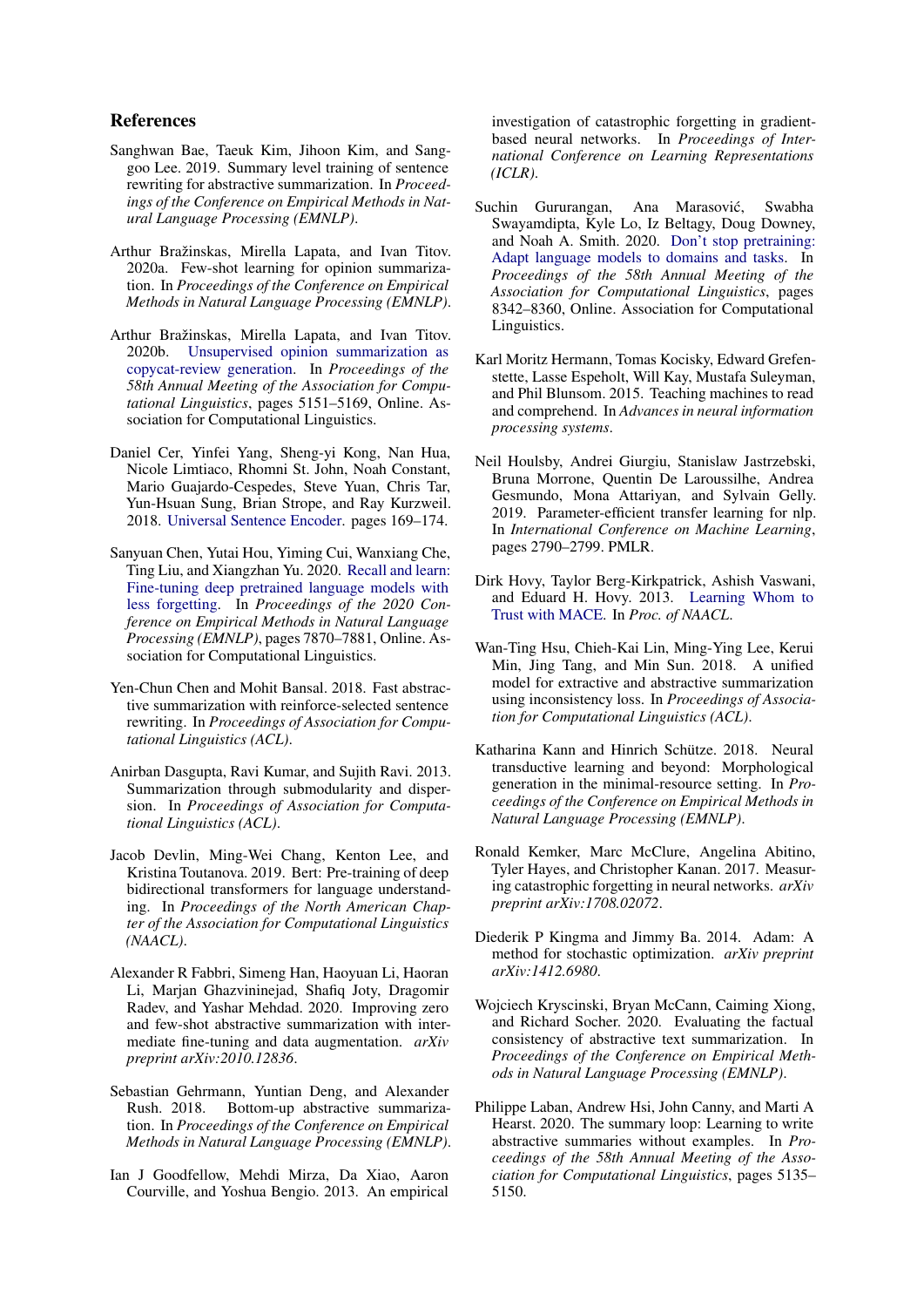## References

Sanghwan Bae, Taeuk Kim, Jihoon Kim, and Sang-goo Lee. 2019. Summary level training of sentence rewriting for abstractive summarization. In *Proceedings of the Conference on Empirical Methods in Natural Language Processing (EMNLP)*.

Arthur Bražinskas, Mirella Lapata, and Ivan Titov. 2020a. Few-shot learning for opinion summarization. In *Proceedings of the Conference on Empirical Methods in Natural Language Processing (EMNLP)*.

Arthur Bražinskas, Mirella Lapata, and Ivan Titov. 2020b. Unsupervised opinion summarization as copycat-review generation. In *Proceedings of the 58th Annual Meeting of the Association for Computational Linguistics*, pages 5151–5169, Online. Association for Computational Linguistics.

Daniel Cer, Yinfei Yang, Sheng-yi Kong, Nan Hua, Nicole Limtiaco, Rhomni St. John, Noah Constant, Mario Guajardo-Cespedes, Steve Yuan, Chris Tar, Yun-Hsuan Sung, Brian Strope, and Ray Kurzweil. 2018. Universal Sentence Encoder. pages 169–174.

Sanyuan Chen, Yutai Hou, Yiming Cui, Wanxiang Che, Ting Liu, and Xiangzhan Yu. 2020. Recall and learn: Fine-tuning deep pretrained language models with less forgetting. In *Proceedings of the 2020 Conference on Empirical Methods in Natural Language Processing (EMNLP)*, pages 7870–7881, Online. Association for Computational Linguistics.

Yen-Chun Chen and Mohit Bansal. 2018. Fast abstractive summarization with reinforce-selected sentence rewriting. In *Proceedings of Association for Computational Linguistics (ACL)*.

Anirban Dasgupta, Ravi Kumar, and Sujith Ravi. 2013. Summarization through submodularity and dispersion. In *Proceedings of Association for Computational Linguistics (ACL)*.

Jacob Devlin, Ming-Wei Chang, Kenton Lee, and Kristina Toutanova. 2019. Bert: Pre-training of deep bidirectional transformers for language understanding. In *Proceedings of the North American Chapter of the Association for Computational Linguistics (NAACL)*.

Alexander R Fabbri, Simeng Han, Haoyuan Li, Haoran Li, Marjan Ghazvininejad, Shafiq Joty, Dragomir Radev, and Yashar Mehdad. 2020. Improving zero and few-shot abstractive summarization with intermediate fine-tuning and data augmentation. *arXiv preprint arXiv:2010.12836*.

Sebastian Gehrmann, Yuntian Deng, and Alexander Rush. 2018. Bottom-up abstractive summarization. In *Proceedings of the Conference on Empirical Methods in Natural Language Processing (EMNLP)*.

Ian J Goodfellow, Mehdi Mirza, Da Xiao, Aaron Courville, and Yoshua Bengio. 2013. An empirical investigation of catastrophic forgetting in gradient-based neural networks. In *Proceedings of International Conference on Learning Representations (ICLR)*.

Suchin Gururangan, Ana Marasović, Swabha Swayamdipta, Kyle Lo, Iz Beltagy, Doug Downey, and Noah A. Smith. 2020. Don't stop pretraining: Adapt language models to domains and tasks. In *Proceedings of the 58th Annual Meeting of the Association for Computational Linguistics*, pages 8342–8360, Online. Association for Computational Linguistics.

Karl Moritz Hermann, Tomas Kocisky, Edward Grefenstette, Lasse Espeholt, Will Kay, Mustafa Suleyman, and Phil Blunsom. 2015. Teaching machines to read and comprehend. In *Advances in neural information processing systems*.

Neil Houlsby, Andrei Giurgiu, Stanislaw Jastrzebski, Bruna Morrone, Quentin De Laroussilhe, Andrea Gesmundo, Mona Attariyan, and Sylvain Gelly. 2019. Parameter-efficient transfer learning for nlp. In *International Conference on Machine Learning*, pages 2790–2799. PMLR.

Dirk Hovy, Taylor Berg-Kirkpatrick, Ashish Vaswani, and Eduard H. Hovy. 2013. Learning Whom to Trust with MACE. In *Proc. of NAACL*.

Wan-Ting Hsu, Chieh-Kai Lin, Ming-Ying Lee, Kerui Min, Jing Tang, and Min Sun. 2018. A unified model for extractive and abstractive summarization using inconsistency loss. In *Proceedings of Association for Computational Linguistics (ACL)*.

Katharina Kann and Hinrich Schütze. 2018. Neural transductive learning and beyond: Morphological generation in the minimal-resource setting. In *Proceedings of the Conference on Empirical Methods in Natural Language Processing (EMNLP)*.

Ronald Kemker, Marc McClure, Angelina Abitino, Tyler Hayes, and Christopher Kanan. 2017. Measuring catastrophic forgetting in neural networks. *arXiv preprint arXiv:1708.02072*.

Diederik P Kingma and Jimmy Ba. 2014. Adam: A method for stochastic optimization. *arXiv preprint arXiv:1412.6980*.

Wojciech Kryscinski, Bryan McCann, Caiming Xiong, and Richard Socher. 2020. Evaluating the factual consistency of abstractive text summarization. In *Proceedings of the Conference on Empirical Methods in Natural Language Processing (EMNLP)*.

Philippe Laban, Andrew Hsi, John Canny, and Marti A Hearst. 2020. The summary loop: Learning to write abstractive summaries without examples. In *Proceedings of the 58th Annual Meeting of the Association for Computational Linguistics*, pages 5135–5150.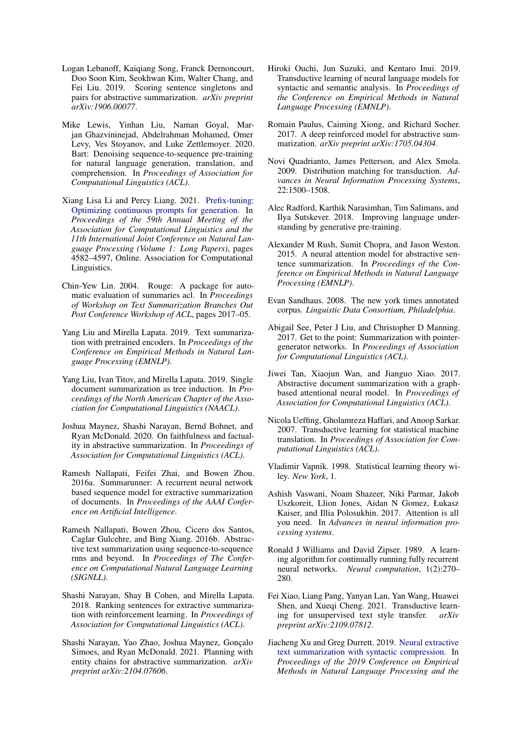Logan Lebanoff, Kaiqiang Song, Franck Dernoncourt, Doo Soon Kim, Seokhwan Kim, Walter Chang, and Fei Liu. 2019. Scoring sentence singletons and pairs for abstractive summarization. *arXiv preprint arXiv:1906.00077*.

Mike Lewis, Yinhan Liu, Naman Goyal, Marjan Ghazvininejad, Abdelrahman Mohamed, Omer Levy, Ves Stoyanov, and Luke Zettlemoyer. 2020. Bart: Denoising sequence-to-sequence pre-training for natural language generation, translation, and comprehension. In *Proceedings of Association for Computational Linguistics (ACL)*.

Xiang Lisa Li and Percy Liang. 2021. Prefix-tuning: Optimizing continuous prompts for generation. In *Proceedings of the 59th Annual Meeting of the Association for Computational Linguistics and the 11th International Joint Conference on Natural Language Processing (Volume 1: Long Papers)*, pages 4582–4597, Online. Association for Computational Linguistics.

Chin-Yew Lin. 2004. Rouge: A package for automatic evaluation of summaries acl. In *Proceedings of Workshop on Text Summarization Branches Out Post Conference Workshop of ACL*, pages 2017–05.

Yang Liu and Mirella Lapata. 2019. Text summarization with pretrained encoders. In *Proceedings of the Conference on Empirical Methods in Natural Language Processing (EMNLP)*.

Yang Liu, Ivan Titov, and Mirella Lapata. 2019. Single document summarization as tree induction. In *Proceedings of the North American Chapter of the Association for Computational Linguistics (NAACL)*.

Joshua Maynez, Shashi Narayan, Bernd Bohnet, and Ryan McDonald. 2020. On faithfulness and factuality in abstractive summarization. In *Proceedings of Association for Computational Linguistics (ACL)*.

Ramesh Nallapati, Feifei Zhai, and Bowen Zhou. 2016a. Summarunner: A recurrent neural network based sequence model for extractive summarization of documents. In *Proceedings of the AAAI Conference on Artificial Intelligence*.

Ramesh Nallapati, Bowen Zhou, Cicero dos Santos, Caglar Gulcehre, and Bing Xiang. 2016b. Abstractive text summarization using sequence-to-sequence rnns and beyond. In *Proceedings of The Conference on Computational Natural Language Learning (SIGNLL)*.

Shashi Narayan, Shay B Cohen, and Mirella Lapata. 2018. Ranking sentences for extractive summarization with reinforcement learning. In *Proceedings of Association for Computational Linguistics (ACL)*.

Shashi Narayan, Yao Zhao, Joshua Maynez, Gonçalo Simoes, and Ryan McDonald. 2021. Planning with entity chains for abstractive summarization. *arXiv preprint arXiv:2104.07606*.

Hiroki Ouchi, Jun Suzuki, and Kentaro Inui. 2019. Transductive learning of neural language models for syntactic and semantic analysis. In *Proceedings of the Conference on Empirical Methods in Natural Language Processing (EMNLP)*.

Romain Paulus, Caiming Xiong, and Richard Socher. 2017. A deep reinforced model for abstractive summarization. *arXiv preprint arXiv:1705.04304*.

Novi Quadrianto, James Petterson, and Alex Smola. 2009. Distribution matching for transduction. *Advances in Neural Information Processing Systems*, 22:1500–1508.

Alec Radford, Karthik Narasimhan, Tim Salimans, and Ilya Sutskever. 2018. Improving language understanding by generative pre-training.

Alexander M Rush, Sumit Chopra, and Jason Weston. 2015. A neural attention model for abstractive sentence summarization. In *Proceedings of the Conference on Empirical Methods in Natural Language Processing (EMNLP)*.

Evan Sandhaus. 2008. The new york times annotated corpus. *Linguistic Data Consortium, Philadelphia*.

Abigail See, Peter J Liu, and Christopher D Manning. 2017. Get to the point: Summarization with pointer-generator networks. In *Proceedings of Association for Computational Linguistics (ACL)*.

Jiwei Tan, Xiaojun Wan, and Jianguo Xiao. 2017. Abstractive document summarization with a graph-based attentional neural model. In *Proceedings of Association for Computational Linguistics (ACL)*.

Nicola Ueffing, Gholamreza Haffari, and Anoop Sarkar. 2007. Transductive learning for statistical machine translation. In *Proceedings of Association for Computational Linguistics (ACL)*.

Vladimir Vapnik. 1998. Statistical learning theory wiley. *New York*, 1.

Ashish Vaswani, Noam Shazeer, Niki Parmar, Jakob Uszkoreit, Llion Jones, Aidan N Gomez, Łukasz Kaiser, and Illia Polosukhin. 2017. Attention is all you need. In *Advances in neural information processing systems*.

Ronald J Williams and David Zipser. 1989. A learning algorithm for continually running fully recurrent neural networks. *Neural computation*, 1(2):270–280.

Fei Xiao, Liang Pang, Yanyan Lan, Yan Wang, Huawei Shen, and Xueqi Cheng. 2021. Transductive learning for unsupervised text style transfer. *arXiv preprint arXiv:2109.07812*.

Jiacheng Xu and Greg Durrett. 2019. Neural extractive text summarization with syntactic compression. In *Proceedings of the 2019 Conference on Empirical Methods in Natural Language Processing and the*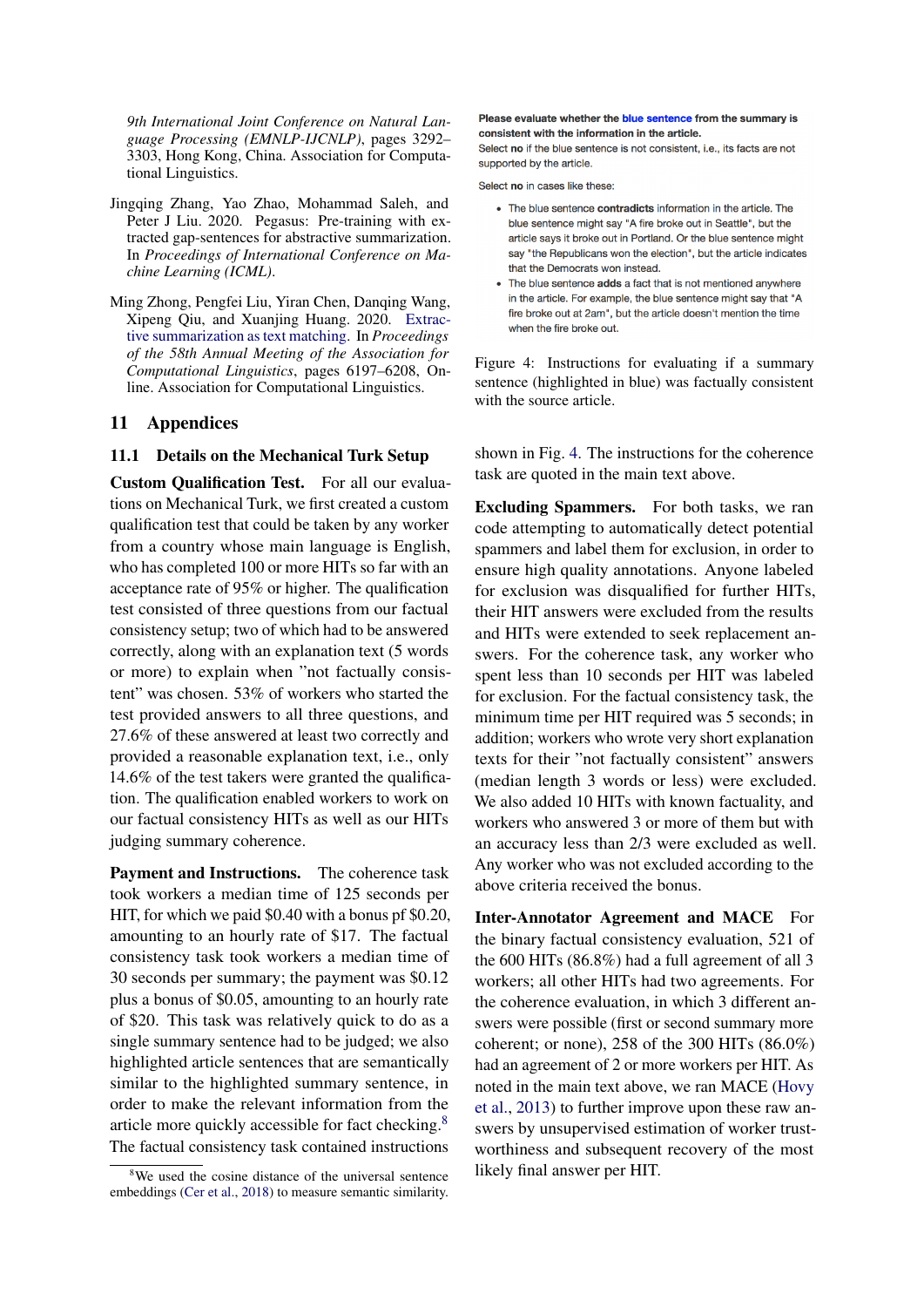9th International Joint Conference on Natural Language Processing (EMNLP-IJCNLP)*, pages 3292–3303, Hong Kong, China. Association for Computational Linguistics.

Jingqing Zhang, Yao Zhao, Mohammad Saleh, and Peter J Liu. 2020. Pegasus: Pre-training with extracted gap-sentences for abstractive summarization. In *Proceedings of International Conference on Machine Learning (ICML)*.

Ming Zhong, Pengfei Liu, Yiran Chen, Danqing Wang, Xipeng Qiu, and Xuanjing Huang. 2020. Extractive summarization as text matching. In *Proceedings of the 58th Annual Meeting of the Association for Computational Linguistics*, pages 6197–6208, Online. Association for Computational Linguistics.

## 11 Appendices

### 11.1 Details on the Mechanical Turk Setup

**Custom Qualification Test.** For all our evaluations on Mechanical Turk, we first created a custom qualification test that could be taken by any worker from a country whose main language is English, who has completed 100 or more HITs so far with an acceptance rate of 95% or higher. The qualification test consisted of three questions from our factual consistency setup; two of which had to be answered correctly, along with an explanation text (5 words or more) to explain when "not factually consistent" was chosen. 53% of workers who started the test provided answers to all three questions, and 27.6% of these answered at least two correctly and provided a reasonable explanation text, i.e., only 14.6% of the test takers were granted the qualification. The qualification enabled workers to work on our factual consistency HITs as well as our HITs judging summary coherence.

**Payment and Instructions.** The coherence task took workers a median time of 125 seconds per HIT, for which we paid $0.40 with a bonus pf $0.20, amounting to an hourly rate of $17. The factual consistency task took workers a median time of 30 seconds per summary; the payment was $0.12 plus a bonus of $0.05, amounting to an hourly rate of $20. This task was relatively quick to do as a single summary sentence had to be judged; we also highlighted article sentences that are semantically similar to the highlighted summary sentence, in order to make the relevant information from the article more quickly accessible for fact checking.[8] The factual consistency task contained instructions shown in Fig. 4. The instructions for the coherence task are quoted in the main text above.

[8] We used the cosine distance of the universal sentence embeddings (Cer et al., 2018) to measure semantic similarity.

**Please evaluate whether the blue sentence from the summary is consistent with the information in the article.**
Select **no** if the blue sentence is not consistent, i.e., its facts are not supported by the article.

Select **no** in cases like these:

- The blue sentence **contradicts** information in the article. The blue sentence might say "A fire broke out in Seattle", but the article says it broke out in Portland. Or the blue sentence might say "the Republicans won the election", but the article indicates that the Democrats won instead.
- The blue sentence **adds** a fact that is not mentioned anywhere in the article. For example, the blue sentence might say that "A fire broke out at 2am", but the article doesn't mention the time when the fire broke out.

Figure 4: Instructions for evaluating if a summary sentence (highlighted in blue) was factually consistent with the source article.

**Excluding Spammers.** For both tasks, we ran code attempting to automatically detect potential spammers and label them for exclusion, in order to ensure high quality annotations. Anyone labeled for exclusion was disqualified for further HITs, their HIT answers were excluded from the results and HITs were extended to seek replacement answers. For the coherence task, any worker who spent less than 10 seconds per HIT was labeled for exclusion. For the factual consistency task, the minimum time per HIT required was 5 seconds; in addition; workers who wrote very short explanation texts for their "not factually consistent" answers (median length 3 words or less) were excluded. We also added 10 HITs with known factuality, and workers who answered 3 or more of them but with an accuracy less than 2/3 were excluded as well. Any worker who was not excluded according to the above criteria received the bonus.

**Inter-Annotator Agreement and MACE** For the binary factual consistency evaluation, 521 of the 600 HITs (86.8%) had a full agreement of all 3 workers; all other HITs had two agreements. For the coherence evaluation, in which 3 different answers were possible (first or second summary more coherent; or none), 258 of the 300 HITs (86.0%) had an agreement of 2 or more workers per HIT. As noted in the main text above, we ran MACE (Hovy et al., 2013) to further improve upon these raw answers by unsupervised estimation of worker trustworthiness and subsequent recovery of the most likely final answer per HIT.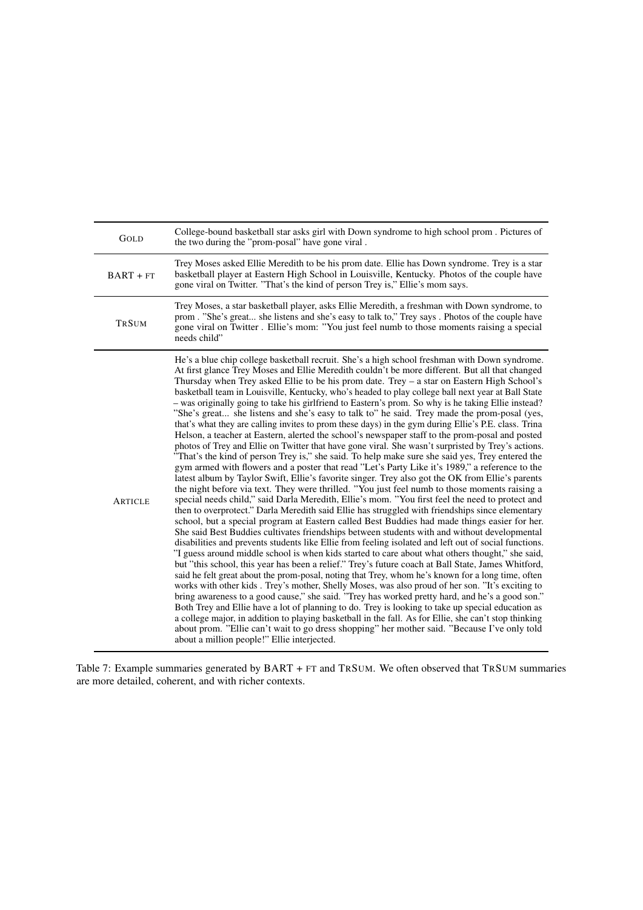| | |
|---|---|
| GOLD | College-bound basketball star asks girl with Down syndrome to high school prom . Pictures of the two during the "prom-posal" have gone viral . |
| BART + FT | Trey Moses asked Ellie Meredith to be his prom date. Ellie has Down syndrome. Trey is a star basketball player at Eastern High School in Louisville, Kentucky. Photos of the couple have gone viral on Twitter. "That's the kind of person Trey is," Ellie's mom says. |
| TRSUM | Trey Moses, a star basketball player, asks Ellie Meredith, a freshman with Down syndrome, to prom . "She's great... she listens and she's easy to talk to," Trey says . Photos of the couple have gone viral on Twitter . Ellie's mom: "You just feel numb to those moments raising a special needs child" |
| ARTICLE | He's a blue chip college basketball recruit. She's a high school freshman with Down syndrome. At first glance Trey Moses and Ellie Meredith couldn't be more different. But all that changed Thursday when Trey asked Ellie to be his prom date. Trey – a star on Eastern High School's basketball team in Louisville, Kentucky, who's headed to play college ball next year at Ball State – was originally going to take his girlfriend to Eastern's prom. So why is he taking Ellie instead? "She's great... she listens and she's easy to talk to" he said. Trey made the prom-posal (yes, that's what they are calling invites to prom these days) in the gym during Ellie's P.E. class. Trina Helson, a teacher at Eastern, alerted the school's newspaper staff to the prom-posal and posted photos of Trey and Ellie on Twitter that have gone viral. She wasn't surprised by Trey's actions. "That's the kind of person Trey is," she said. To help make sure she said yes, Trey entered the gym armed with flowers and a poster that read "Let's Party Like it's 1989," a reference to the latest album by Taylor Swift, Ellie's favorite singer. Trey also got the OK from Ellie's parents the night before via text. They were thrilled. "You just feel numb to those moments raising a special needs child," said Darla Meredith, Ellie's mom. "You first feel the need to protect and then to overprotect." Darla Meredith said Ellie has struggled with friendships since elementary school, but a special program at Eastern called Best Buddies had made things easier for her. She said Best Buddies cultivates friendships between students with and without developmental disabilities and prevents students like Ellie from feeling isolated and left out of social functions. "I guess around middle school is when kids started to care about what others thought," she said, but "this school, this year has been a relief." Trey's future coach at Ball State, James Whitford, said he felt great about the prom-posal, noting that Trey, whom he's known for a long time, often works with other kids . Trey's mother, Shelly Moses, was also proud of her son. "It's exciting to bring awareness to a good cause," she said. "Trey has worked pretty hard, and he's a good son." Both Trey and Ellie have a lot of planning to do. Trey is looking to take up special education as a college major, in addition to playing basketball in the fall. As for Ellie, she can't stop thinking about prom. "Ellie can't wait to go dress shopping" her mother said. "Because I've only told about a million people!" Ellie interjected. |

Table 7: Example summaries generated by BART + FT and TRSUM. We often observed that TRSUM summaries are more detailed, coherent, and with richer contexts.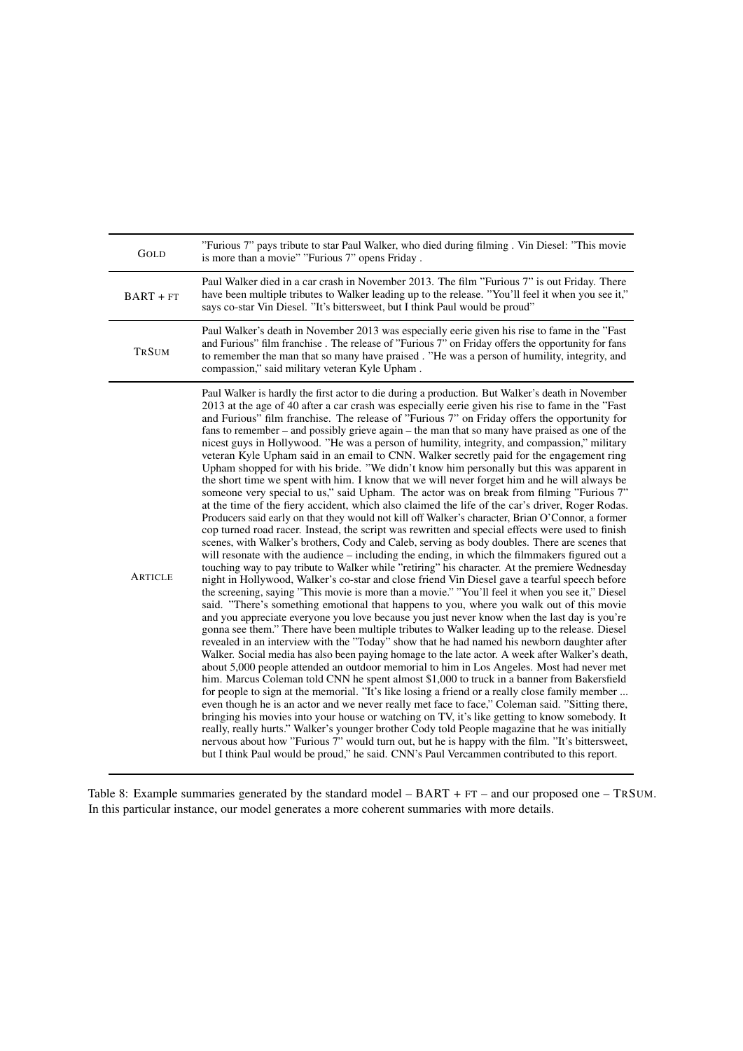| | |
|---|---|
| GOLD | "Furious 7" pays tribute to star Paul Walker, who died during filming . Vin Diesel: "This movie is more than a movie" "Furious 7" opens Friday . |
| BART + FT | Paul Walker died in a car crash in November 2013. The film "Furious 7" is out Friday. There have been multiple tributes to Walker leading up to the release. "You'll feel it when you see it," says co-star Vin Diesel. "It's bittersweet, but I think Paul would be proud" |
| TRSUM | Paul Walker's death in November 2013 was especially eerie given his rise to fame in the "Fast and Furious" film franchise . The release of "Furious 7" on Friday offers the opportunity for fans to remember the man that so many have praised . "He was a person of humility, integrity, and compassion," said military veteran Kyle Upham . |
| ARTICLE | Paul Walker is hardly the first actor to die during a production. But Walker's death in November 2013 at the age of 40 after a car crash was especially eerie given his rise to fame in the "Fast and Furious" film franchise. The release of "Furious 7" on Friday offers the opportunity for fans to remember – and possibly grieve again – the man that so many have praised as one of the nicest guys in Hollywood. "He was a person of humility, integrity, and compassion," military veteran Kyle Upham said in an email to CNN. Walker secretly paid for the engagement ring Upham shopped for with his bride. "We didn't know him personally but this was apparent in the short time we spent with him. I know that we will never forget him and he will always be someone very special to us," said Upham. The actor was on break from filming "Furious 7" at the time of the fiery accident, which also claimed the life of the car's driver, Roger Rodas. Producers said early on that they would not kill off Walker's character, Brian O'Connor, a former cop turned road racer. Instead, the script was rewritten and special effects were used to finish scenes, with Walker's brothers, Cody and Caleb, serving as body doubles. There are scenes that will resonate with the audience – including the ending, in which the filmmakers figured out a touching way to pay tribute to Walker while "retiring" his character. At the premiere Wednesday night in Hollywood, Walker's co-star and close friend Vin Diesel gave a tearful speech before the screening, saying "This movie is more than a movie." "You'll feel it when you see it," Diesel said. "There's something emotional that happens to you, where you walk out of this movie and you appreciate everyone you love because you just never know when the last day is you're gonna see them." There have been multiple tributes to Walker leading up to the release. Diesel revealed in an interview with the "Today" show that he had named his newborn daughter after Walker. Social media has also been paying homage to the late actor. A week after Walker's death, about 5,000 people attended an outdoor memorial to him in Los Angeles. Most had never met him. Marcus Coleman told CNN he spent almost $1,000 to truck in a banner from Bakersfield for people to sign at the memorial. "It's like losing a friend or a really close family member ... even though he is an actor and we never really met face to face," Coleman said. "Sitting there, bringing his movies into your house or watching on TV, it's like getting to know somebody. It really, really hurts." Walker's younger brother Cody told People magazine that he was initially nervous about how "Furious 7" would turn out, but he is happy with the film. "It's bittersweet, but I think Paul would be proud," he said. CNN's Paul Vercammen contributed to this report. |

Table 8: Example summaries generated by the standard model – BART + FT – and our proposed one – TRSUM. In this particular instance, our model generates a more coherent summaries with more details.